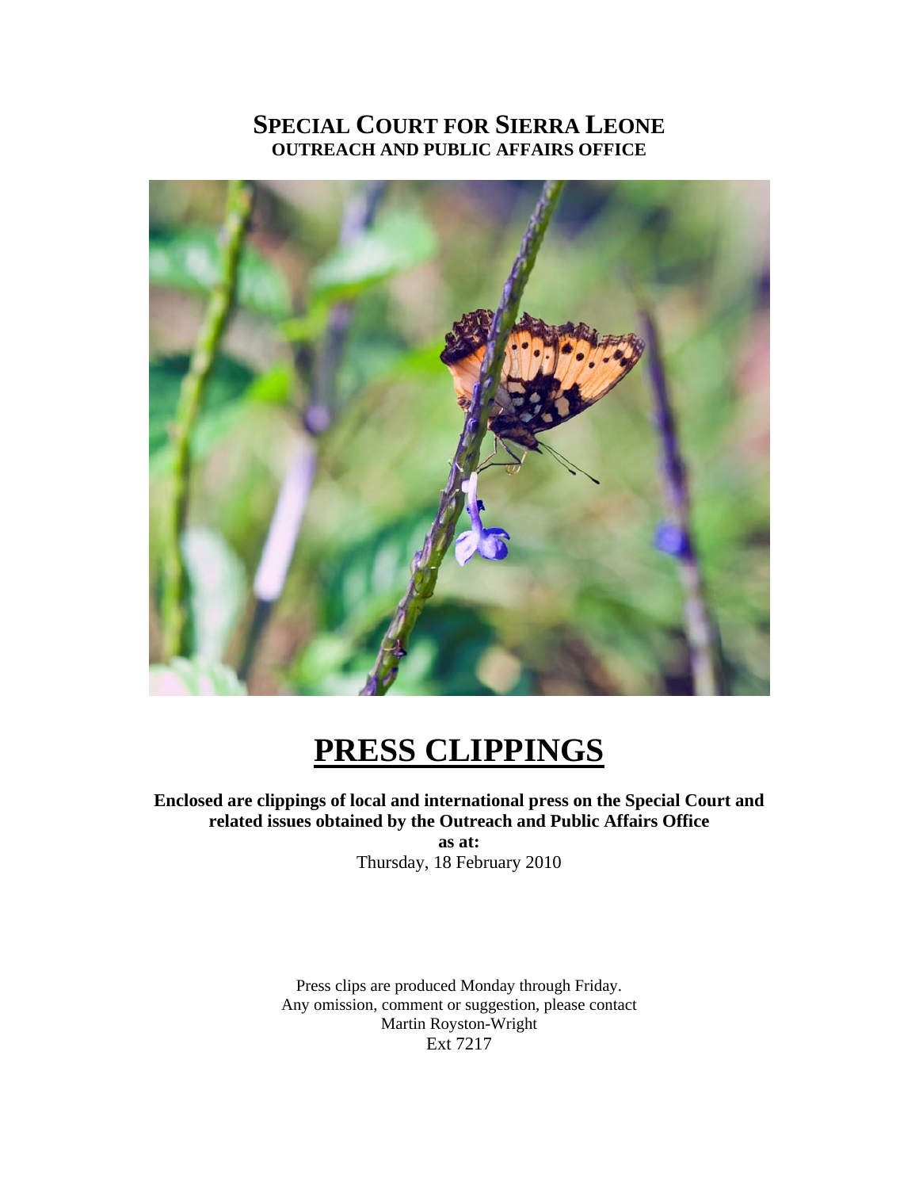# SPECIAL COURT FOR SIERRA LEONE
## OUTREACH AND PUBLIC AFFAIRS OFFICE

# PRESS CLIPPINGS

**Enclosed are clippings of local and international press on the Special Court and related issues obtained by the Outreach and Public Affairs Office**
**as at:**
Thursday, 18 February 2010

Press clips are produced Monday through Friday.
Any omission, comment or suggestion, please contact
Martin Royston-Wright
Ext 7217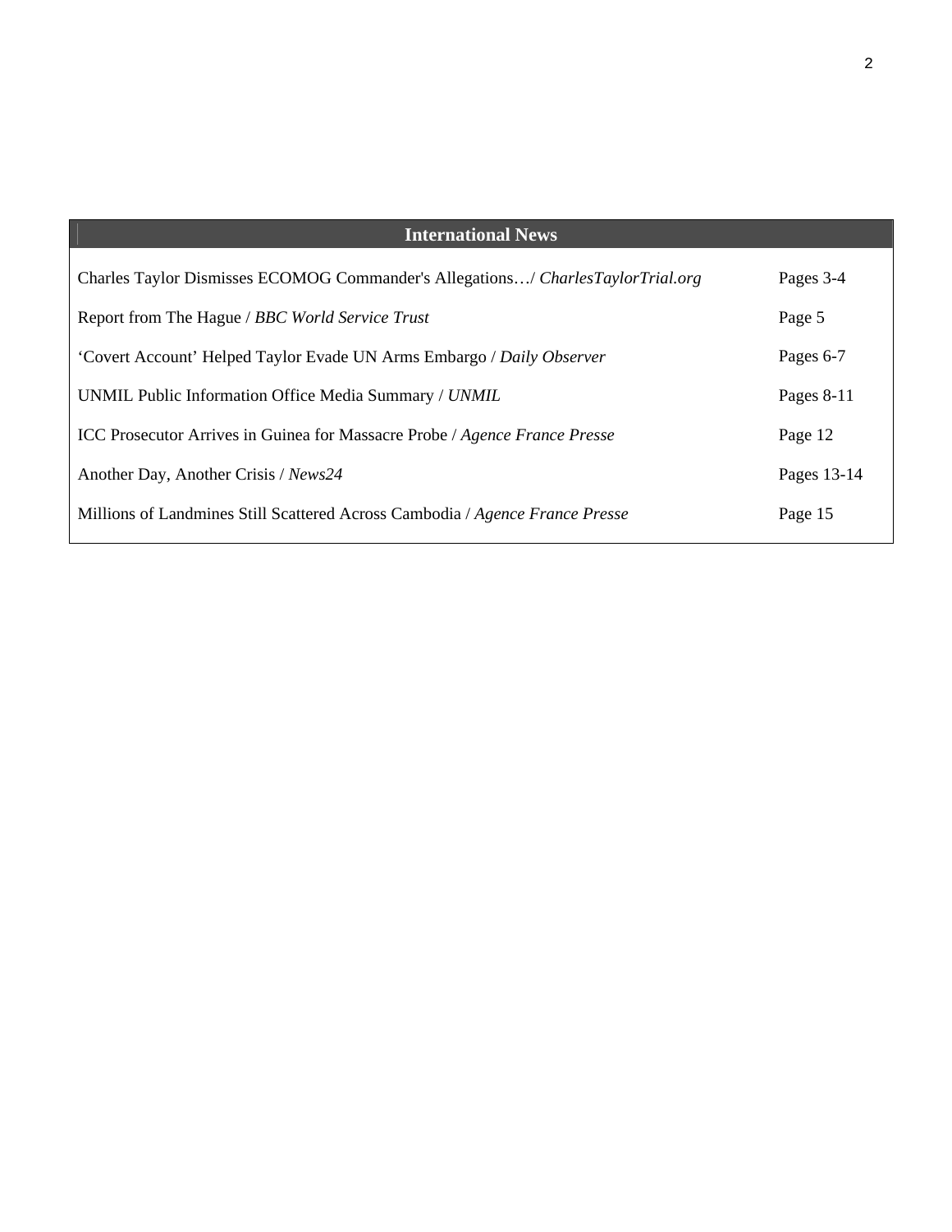| International News | |
|---|---|
| Charles Taylor Dismisses ECOMOG Commander's Allegations…/ *CharlesTaylorTrial.org* | Pages 3-4 |
| Report from The Hague / *BBC World Service Trust* | Page 5 |
| 'Covert Account' Helped Taylor Evade UN Arms Embargo / *Daily Observer* | Pages 6-7 |
| UNMIL Public Information Office Media Summary / *UNMIL* | Pages 8-11 |
| ICC Prosecutor Arrives in Guinea for Massacre Probe / *Agence France Presse* | Page 12 |
| Another Day, Another Crisis / *News24* | Pages 13-14 |
| Millions of Landmines Still Scattered Across Cambodia / *Agence France Presse* | Page 15 |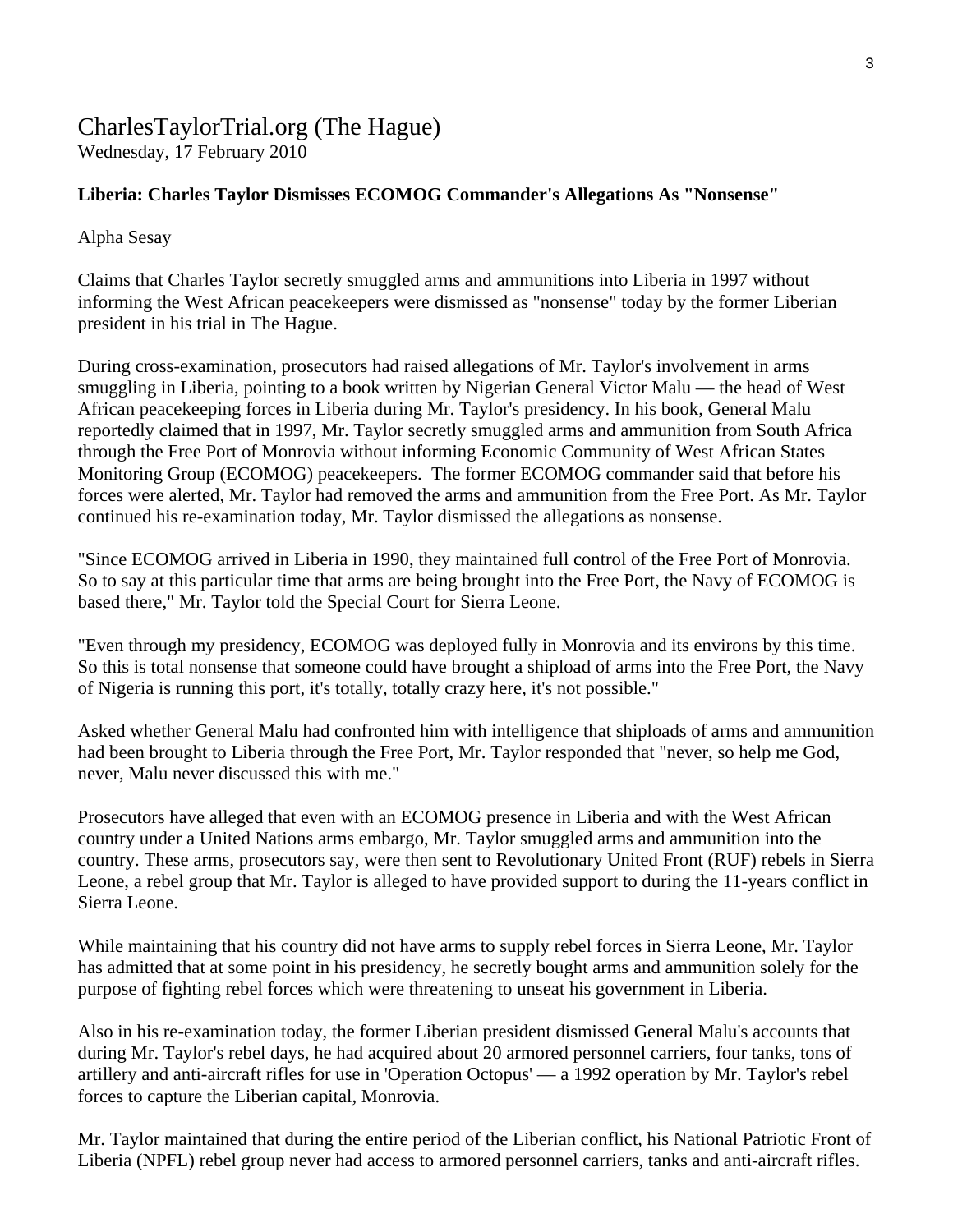CharlesTaylorTrial.org (The Hague)
Wednesday, 17 February 2010

**Liberia: Charles Taylor Dismisses ECOMOG Commander's Allegations As "Nonsense"**

Alpha Sesay

Claims that Charles Taylor secretly smuggled arms and ammunitions into Liberia in 1997 without informing the West African peacekeepers were dismissed as "nonsense" today by the former Liberian president in his trial in The Hague.

During cross-examination, prosecutors had raised allegations of Mr. Taylor's involvement in arms smuggling in Liberia, pointing to a book written by Nigerian General Victor Malu — the head of West African peacekeeping forces in Liberia during Mr. Taylor's presidency. In his book, General Malu reportedly claimed that in 1997, Mr. Taylor secretly smuggled arms and ammunition from South Africa through the Free Port of Monrovia without informing Economic Community of West African States Monitoring Group (ECOMOG) peacekeepers. The former ECOMOG commander said that before his forces were alerted, Mr. Taylor had removed the arms and ammunition from the Free Port. As Mr. Taylor continued his re-examination today, Mr. Taylor dismissed the allegations as nonsense.

"Since ECOMOG arrived in Liberia in 1990, they maintained full control of the Free Port of Monrovia. So to say at this particular time that arms are being brought into the Free Port, the Navy of ECOMOG is based there," Mr. Taylor told the Special Court for Sierra Leone.

"Even through my presidency, ECOMOG was deployed fully in Monrovia and its environs by this time. So this is total nonsense that someone could have brought a shipload of arms into the Free Port, the Navy of Nigeria is running this port, it's totally, totally crazy here, it's not possible."

Asked whether General Malu had confronted him with intelligence that shiploads of arms and ammunition had been brought to Liberia through the Free Port, Mr. Taylor responded that "never, so help me God, never, Malu never discussed this with me."

Prosecutors have alleged that even with an ECOMOG presence in Liberia and with the West African country under a United Nations arms embargo, Mr. Taylor smuggled arms and ammunition into the country. These arms, prosecutors say, were then sent to Revolutionary United Front (RUF) rebels in Sierra Leone, a rebel group that Mr. Taylor is alleged to have provided support to during the 11-years conflict in Sierra Leone.

While maintaining that his country did not have arms to supply rebel forces in Sierra Leone, Mr. Taylor has admitted that at some point in his presidency, he secretly bought arms and ammunition solely for the purpose of fighting rebel forces which were threatening to unseat his government in Liberia.

Also in his re-examination today, the former Liberian president dismissed General Malu's accounts that during Mr. Taylor's rebel days, he had acquired about 20 armored personnel carriers, four tanks, tons of artillery and anti-aircraft rifles for use in 'Operation Octopus' — a 1992 operation by Mr. Taylor's rebel forces to capture the Liberian capital, Monrovia.

Mr. Taylor maintained that during the entire period of the Liberian conflict, his National Patriotic Front of Liberia (NPFL) rebel group never had access to armored personnel carriers, tanks and anti-aircraft rifles.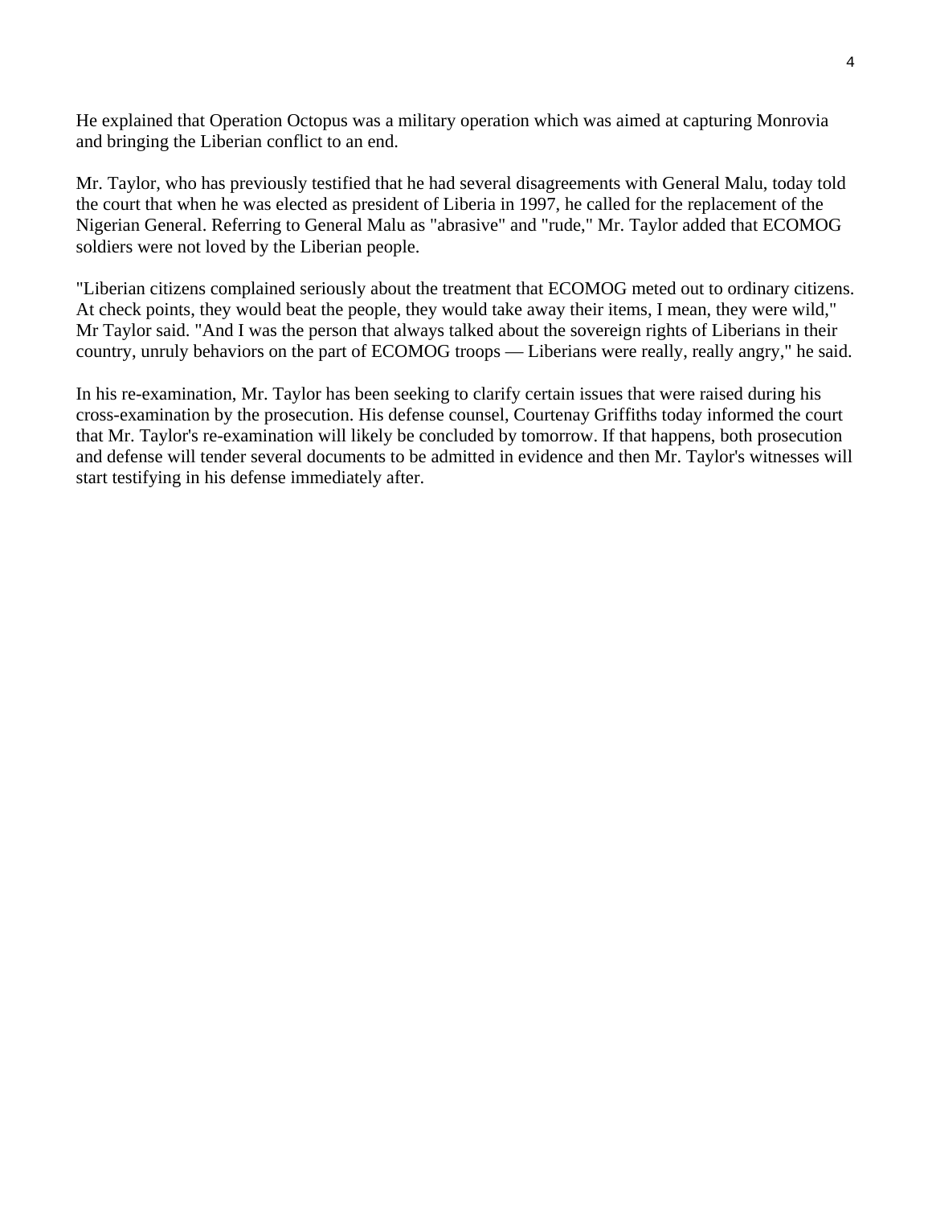He explained that Operation Octopus was a military operation which was aimed at capturing Monrovia and bringing the Liberian conflict to an end.

Mr. Taylor, who has previously testified that he had several disagreements with General Malu, today told the court that when he was elected as president of Liberia in 1997, he called for the replacement of the Nigerian General. Referring to General Malu as "abrasive" and "rude," Mr. Taylor added that ECOMOG soldiers were not loved by the Liberian people.

"Liberian citizens complained seriously about the treatment that ECOMOG meted out to ordinary citizens. At check points, they would beat the people, they would take away their items, I mean, they were wild," Mr Taylor said. "And I was the person that always talked about the sovereign rights of Liberians in their country, unruly behaviors on the part of ECOMOG troops — Liberians were really, really angry," he said.

In his re-examination, Mr. Taylor has been seeking to clarify certain issues that were raised during his cross-examination by the prosecution. His defense counsel, Courtenay Griffiths today informed the court that Mr. Taylor's re-examination will likely be concluded by tomorrow. If that happens, both prosecution and defense will tender several documents to be admitted in evidence and then Mr. Taylor's witnesses will start testifying in his defense immediately after.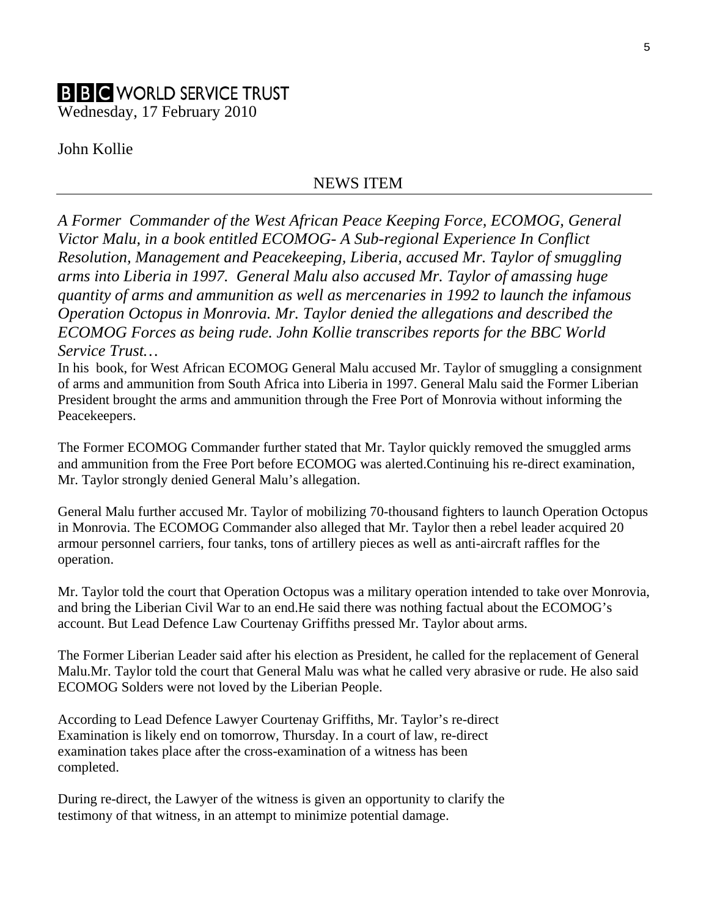**BBC WORLD SERVICE TRUST**

Wednesday, 17 February 2010

John Kollie

NEWS ITEM

---

*A Former Commander of the West African Peace Keeping Force, ECOMOG, General Victor Malu, in a book entitled ECOMOG- A Sub-regional Experience In Conflict Resolution, Management and Peacekeeping, Liberia, accused Mr. Taylor of smuggling arms into Liberia in 1997. General Malu also accused Mr. Taylor of amassing huge quantity of arms and ammunition as well as mercenaries in 1992 to launch the infamous Operation Octopus in Monrovia. Mr. Taylor denied the allegations and described the ECOMOG Forces as being rude. John Kollie transcribes reports for the BBC World Service Trust…*

In his book, for West African ECOMOG General Malu accused Mr. Taylor of smuggling a consignment of arms and ammunition from South Africa into Liberia in 1997. General Malu said the Former Liberian President brought the arms and ammunition through the Free Port of Monrovia without informing the Peacekeepers.

The Former ECOMOG Commander further stated that Mr. Taylor quickly removed the smuggled arms and ammunition from the Free Port before ECOMOG was alerted.Continuing his re-direct examination, Mr. Taylor strongly denied General Malu's allegation.

General Malu further accused Mr. Taylor of mobilizing 70-thousand fighters to launch Operation Octopus in Monrovia. The ECOMOG Commander also alleged that Mr. Taylor then a rebel leader acquired 20 armour personnel carriers, four tanks, tons of artillery pieces as well as anti-aircraft raffles for the operation.

Mr. Taylor told the court that Operation Octopus was a military operation intended to take over Monrovia, and bring the Liberian Civil War to an end.He said there was nothing factual about the ECOMOG's account. But Lead Defence Law Courtenay Griffiths pressed Mr. Taylor about arms.

The Former Liberian Leader said after his election as President, he called for the replacement of General Malu.Mr. Taylor told the court that General Malu was what he called very abrasive or rude. He also said ECOMOG Solders were not loved by the Liberian People.

According to Lead Defence Lawyer Courtenay Griffiths, Mr. Taylor's re-direct Examination is likely end on tomorrow, Thursday. In a court of law, re-direct examination takes place after the cross-examination of a witness has been completed.

During re-direct, the Lawyer of the witness is given an opportunity to clarify the testimony of that witness, in an attempt to minimize potential damage.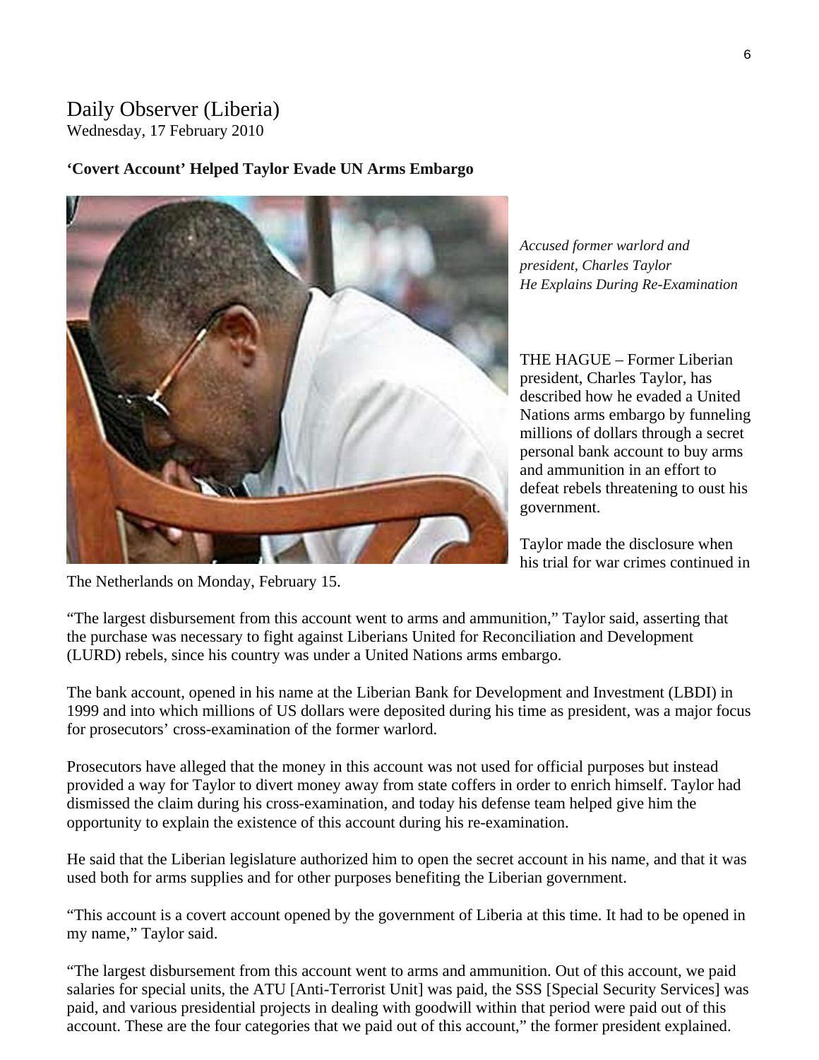Daily Observer (Liberia)
Wednesday, 17 February 2010

**'Covert Account' Helped Taylor Evade UN Arms Embargo**

*Accused former warlord and president, Charles Taylor He Explains During Re-Examination*

THE HAGUE – Former Liberian president, Charles Taylor, has described how he evaded a United Nations arms embargo by funneling millions of dollars through a secret personal bank account to buy arms and ammunition in an effort to defeat rebels threatening to oust his government.

Taylor made the disclosure when his trial for war crimes continued in The Netherlands on Monday, February 15.

"The largest disbursement from this account went to arms and ammunition," Taylor said, asserting that the purchase was necessary to fight against Liberians United for Reconciliation and Development (LURD) rebels, since his country was under a United Nations arms embargo.

The bank account, opened in his name at the Liberian Bank for Development and Investment (LBDI) in 1999 and into which millions of US dollars were deposited during his time as president, was a major focus for prosecutors' cross-examination of the former warlord.

Prosecutors have alleged that the money in this account was not used for official purposes but instead provided a way for Taylor to divert money away from state coffers in order to enrich himself. Taylor had dismissed the claim during his cross-examination, and today his defense team helped give him the opportunity to explain the existence of this account during his re-examination.

He said that the Liberian legislature authorized him to open the secret account in his name, and that it was used both for arms supplies and for other purposes benefiting the Liberian government.

"This account is a covert account opened by the government of Liberia at this time. It had to be opened in my name," Taylor said.

"The largest disbursement from this account went to arms and ammunition. Out of this account, we paid salaries for special units, the ATU [Anti-Terrorist Unit] was paid, the SSS [Special Security Services] was paid, and various presidential projects in dealing with goodwill within that period were paid out of this account. These are the four categories that we paid out of this account," the former president explained.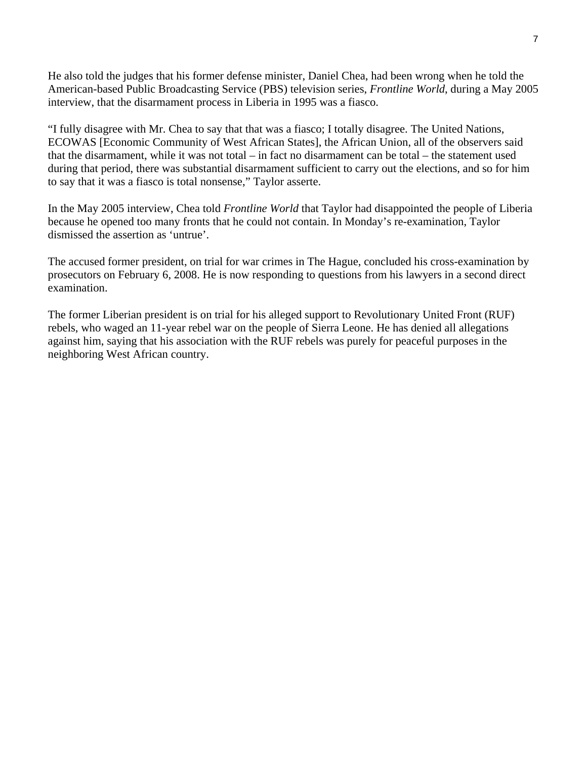He also told the judges that his former defense minister, Daniel Chea, had been wrong when he told the American-based Public Broadcasting Service (PBS) television series, *Frontline World*, during a May 2005 interview, that the disarmament process in Liberia in 1995 was a fiasco.

"I fully disagree with Mr. Chea to say that that was a fiasco; I totally disagree. The United Nations, ECOWAS [Economic Community of West African States], the African Union, all of the observers said that the disarmament, while it was not total – in fact no disarmament can be total – the statement used during that period, there was substantial disarmament sufficient to carry out the elections, and so for him to say that it was a fiasco is total nonsense," Taylor asserte.

In the May 2005 interview, Chea told *Frontline World* that Taylor had disappointed the people of Liberia because he opened too many fronts that he could not contain. In Monday's re-examination, Taylor dismissed the assertion as 'untrue'.

The accused former president, on trial for war crimes in The Hague, concluded his cross-examination by prosecutors on February 6, 2008. He is now responding to questions from his lawyers in a second direct examination.

The former Liberian president is on trial for his alleged support to Revolutionary United Front (RUF) rebels, who waged an 11-year rebel war on the people of Sierra Leone. He has denied all allegations against him, saying that his association with the RUF rebels was purely for peaceful purposes in the neighboring West African country.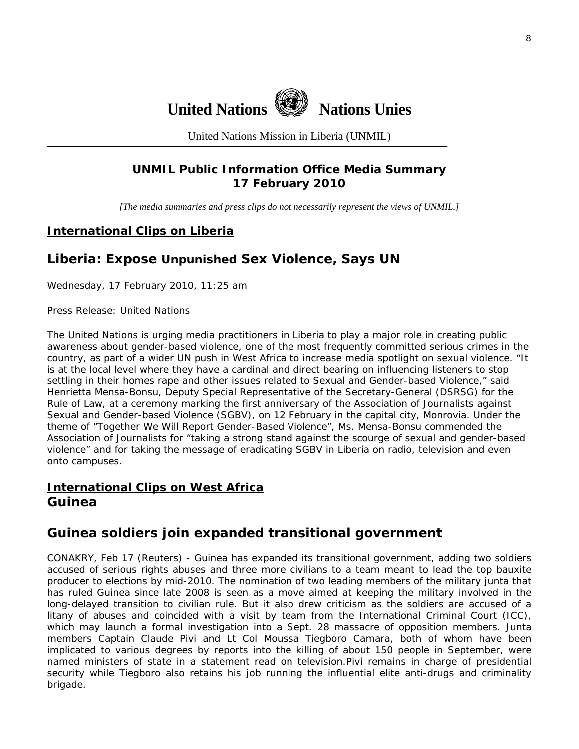# United Nations Nations Unies

United Nations Mission in Liberia (UNMIL)

**UNMIL Public Information Office Media Summary**
**17 February 2010**

*[The media summaries and press clips do not necessarily represent the views of UNMIL.]*

## International Clips on Liberia

## Liberia: Expose Unpunished Sex Violence, Says UN

Wednesday, 17 February 2010, 11:25 am

Press Release: United Nations

The United Nations is urging media practitioners in Liberia to play a major role in creating public awareness about gender-based violence, one of the most frequently committed serious crimes in the country, as part of a wider UN push in West Africa to increase media spotlight on sexual violence. "It is at the local level where they have a cardinal and direct bearing on influencing listeners to stop settling in their homes rape and other issues related to Sexual and Gender-based Violence," said Henrietta Mensa-Bonsu, Deputy Special Representative of the Secretary-General (DSRSG) for the Rule of Law, at a ceremony marking the first anniversary of the Association of Journalists against Sexual and Gender-based Violence (SGBV), on 12 February in the capital city, Monrovia. Under the theme of "Together We Will Report Gender-Based Violence", Ms. Mensa-Bonsu commended the Association of Journalists for "taking a strong stand against the scourge of sexual and gender-based violence" and for taking the message of eradicating SGBV in Liberia on radio, television and even onto campuses.

## International Clips on West Africa

### Guinea

## Guinea soldiers join expanded transitional government

CONAKRY, Feb 17 (Reuters) - Guinea has expanded its transitional government, adding two soldiers accused of serious rights abuses and three more civilians to a team meant to lead the top bauxite producer to elections by mid-2010. The nomination of two leading members of the military junta that has ruled Guinea since late 2008 is seen as a move aimed at keeping the military involved in the long-delayed transition to civilian rule. But it also drew criticism as the soldiers are accused of a litany of abuses and coincided with a visit by team from the International Criminal Court (ICC), which may launch a formal investigation into a Sept. 28 massacre of opposition members. Junta members Captain Claude Pivi and Lt Col Moussa Tiegboro Camara, both of whom have been implicated to various degrees by reports into the killing of about 150 people in September, were named ministers of state in a statement read on television.Pivi remains in charge of presidential security while Tiegboro also retains his job running the influential elite anti-drugs and criminality brigade.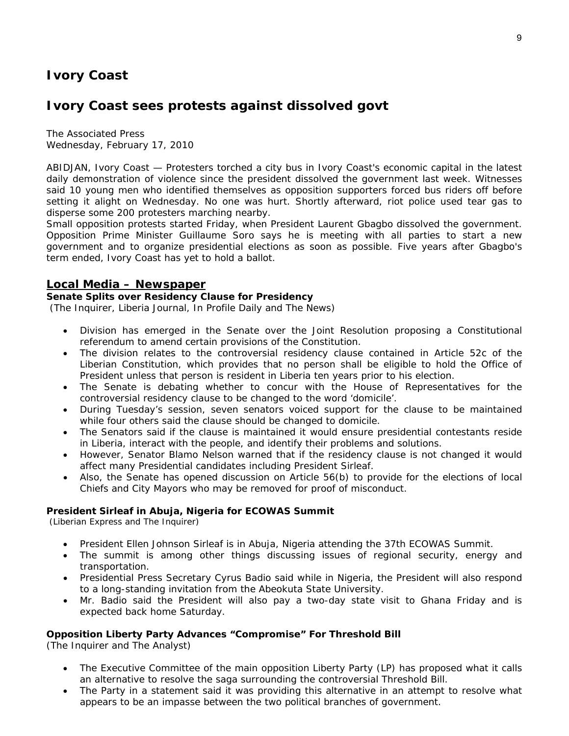## Ivory Coast

## Ivory Coast sees protests against dissolved govt

The Associated Press
Wednesday, February 17, 2010

ABIDJAN, Ivory Coast — Protesters torched a city bus in Ivory Coast's economic capital in the latest daily demonstration of violence since the president dissolved the government last week. Witnesses said 10 young men who identified themselves as opposition supporters forced bus riders off before setting it alight on Wednesday. No one was hurt. Shortly afterward, riot police used tear gas to disperse some 200 protesters marching nearby.

Small opposition protests started Friday, when President Laurent Gbagbo dissolved the government. Opposition Prime Minister Guillaume Soro says he is meeting with all parties to start a new government and to organize presidential elections as soon as possible. Five years after Gbagbo's term ended, Ivory Coast has yet to hold a ballot.

### Local Media – Newspaper

**Senate Splits over Residency Clause for Presidency**
(The Inquirer, Liberia Journal, In Profile Daily and The News)

- Division has emerged in the Senate over the Joint Resolution proposing a Constitutional referendum to amend certain provisions of the Constitution.
- The division relates to the controversial residency clause contained in Article 52c of the Liberian Constitution, which provides that no person shall be eligible to hold the Office of President unless that person is resident in Liberia ten years prior to his election.
- The Senate is debating whether to concur with the House of Representatives for the controversial residency clause to be changed to the word 'domicile'.
- During Tuesday's session, seven senators voiced support for the clause to be maintained while four others said the clause should be changed to domicile.
- The Senators said if the clause is maintained it would ensure presidential contestants reside in Liberia, interact with the people, and identify their problems and solutions.
- However, Senator Blamo Nelson warned that if the residency clause is not changed it would affect many Presidential candidates including President Sirleaf.
- Also, the Senate has opened discussion on Article 56(b) to provide for the elections of local Chiefs and City Mayors who may be removed for proof of misconduct.

**President Sirleaf in Abuja, Nigeria for ECOWAS Summit**
(Liberian Express and The Inquirer)

- President Ellen Johnson Sirleaf is in Abuja, Nigeria attending the 37th ECOWAS Summit.
- The summit is among other things discussing issues of regional security, energy and transportation.
- Presidential Press Secretary Cyrus Badio said while in Nigeria, the President will also respond to a long-standing invitation from the Abeokuta State University.
- Mr. Badio said the President will also pay a two-day state visit to Ghana Friday and is expected back home Saturday.

**Opposition Liberty Party Advances "Compromise" For Threshold Bill**
(The Inquirer and The Analyst)

- The Executive Committee of the main opposition Liberty Party (LP) has proposed what it calls an alternative to resolve the saga surrounding the controversial Threshold Bill.
- The Party in a statement said it was providing this alternative in an attempt to resolve what appears to be an impasse between the two political branches of government.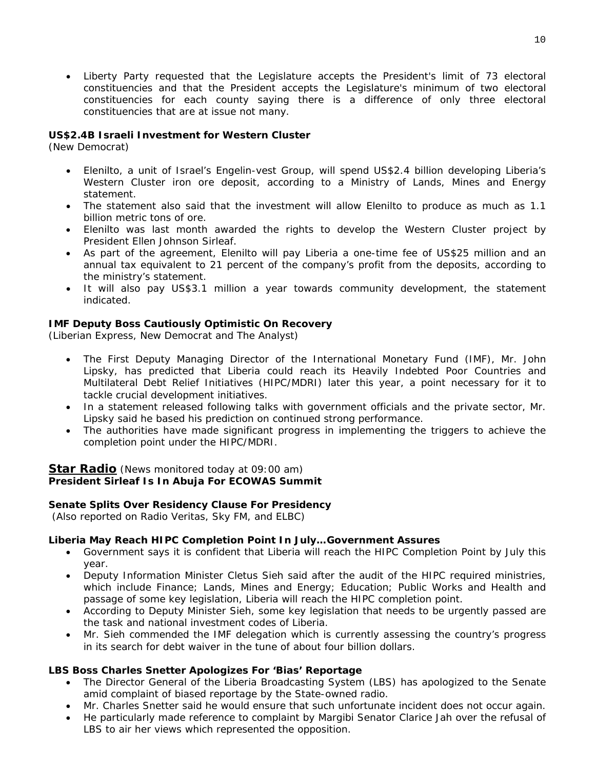- Liberty Party requested that the Legislature accepts the President's limit of 73 electoral constituencies and that the President accepts the Legislature's minimum of two electoral constituencies for each county saying there is a difference of only three electoral constituencies that are at issue not many.

**US$2.4B Israeli Investment for Western Cluster**
(New Democrat)

- Elenilto, a unit of Israel's Engelin-vest Group, will spend US$2.4 billion developing Liberia's Western Cluster iron ore deposit, according to a Ministry of Lands, Mines and Energy statement.
- The statement also said that the investment will allow Elenilto to produce as much as 1.1 billion metric tons of ore.
- Elenilto was last month awarded the rights to develop the Western Cluster project by President Ellen Johnson Sirleaf.
- As part of the agreement, Elenilto will pay Liberia a one-time fee of US$25 million and an annual tax equivalent to 21 percent of the company's profit from the deposits, according to the ministry's statement.
- It will also pay US$3.1 million a year towards community development, the statement indicated.

**IMF Deputy Boss Cautiously Optimistic On Recovery**
(Liberian Express, New Democrat and The Analyst)

- The First Deputy Managing Director of the International Monetary Fund (IMF), Mr. John Lipsky, has predicted that Liberia could reach its Heavily Indebted Poor Countries and Multilateral Debt Relief Initiatives (HIPC/MDRI) later this year, a point necessary for it to tackle crucial development initiatives.
- In a statement released following talks with government officials and the private sector, Mr. Lipsky said he based his prediction on continued strong performance.
- The authorities have made significant progress in implementing the triggers to achieve the completion point under the HIPC/MDRI.

## Star Radio (News monitored today at 09:00 am)

**President Sirleaf Is In Abuja For ECOWAS Summit**

**Senate Splits Over Residency Clause For Presidency**
(Also reported on Radio Veritas, Sky FM, and ELBC)

**Liberia May Reach HIPC Completion Point In July…Government Assures**

- Government says it is confident that Liberia will reach the HIPC Completion Point by July this year.
- Deputy Information Minister Cletus Sieh said after the audit of the HIPC required ministries, which include Finance; Lands, Mines and Energy; Education; Public Works and Health and passage of some key legislation, Liberia will reach the HIPC completion point.
- According to Deputy Minister Sieh, some key legislation that needs to be urgently passed are the task and national investment codes of Liberia.
- Mr. Sieh commended the IMF delegation which is currently assessing the country's progress in its search for debt waiver in the tune of about four billion dollars.

**LBS Boss Charles Snetter Apologizes For 'Bias' Reportage**

- The Director General of the Liberia Broadcasting System (LBS) has apologized to the Senate amid complaint of biased reportage by the State-owned radio.
- Mr. Charles Snetter said he would ensure that such unfortunate incident does not occur again.
- He particularly made reference to complaint by Margibi Senator Clarice Jah over the refusal of LBS to air her views which represented the opposition.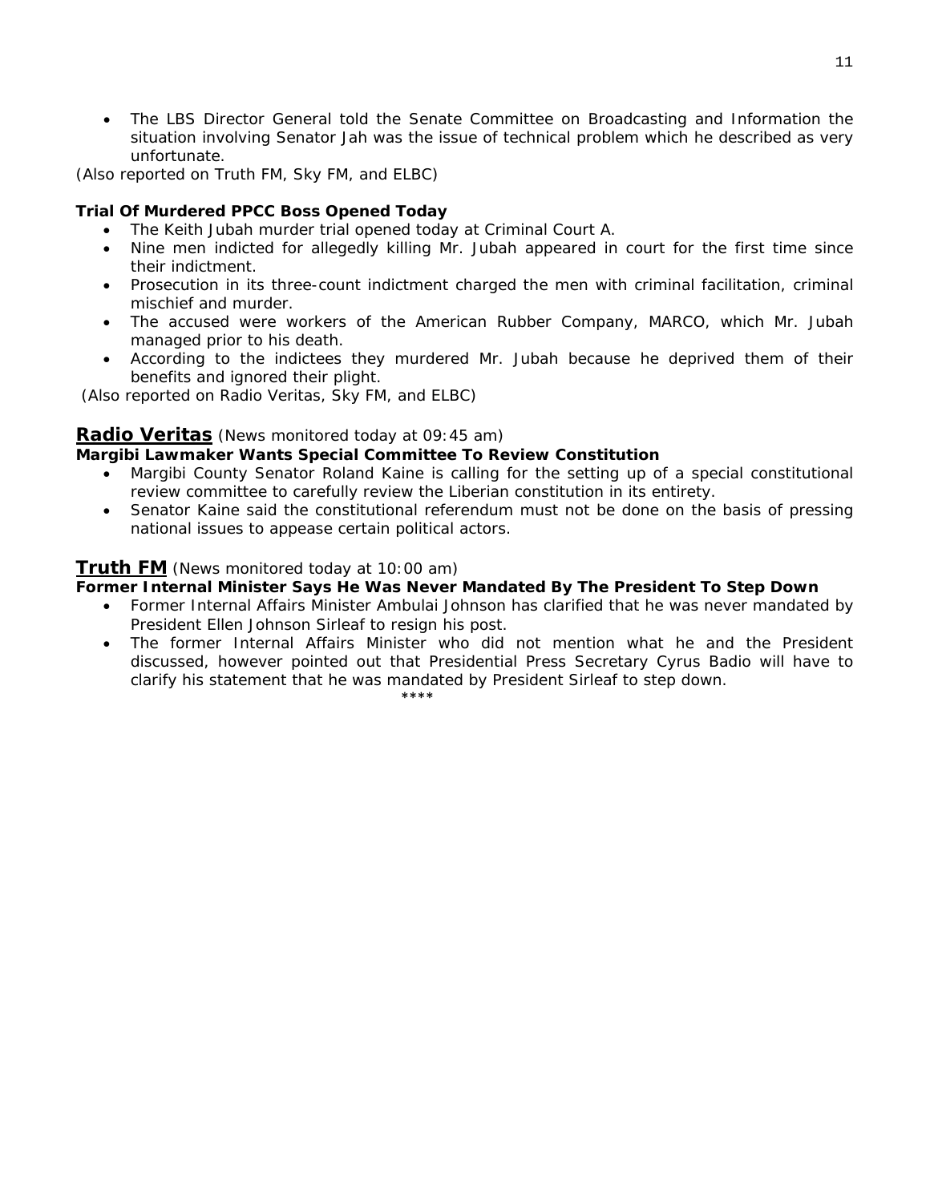- The LBS Director General told the Senate Committee on Broadcasting and Information the situation involving Senator Jah was the issue of technical problem which he described as very unfortunate.

*(Also reported on Truth FM, Sky FM, and ELBC)*

**Trial Of Murdered PPCC Boss Opened Today**

- The Keith Jubah murder trial opened today at Criminal Court A.
- Nine men indicted for allegedly killing Mr. Jubah appeared in court for the first time since their indictment.
- Prosecution in its three-count indictment charged the men with criminal facilitation, criminal mischief and murder.
- The accused were workers of the American Rubber Company, MARCO, which Mr. Jubah managed prior to his death.
- According to the indictees they murdered Mr. Jubah because he deprived them of their benefits and ignored their plight.

*(Also reported on Radio Veritas, Sky FM, and ELBC)*

## Radio Veritas *(News monitored today at 09:45 am)*

**Margibi Lawmaker Wants Special Committee To Review Constitution**

- Margibi County Senator Roland Kaine is calling for the setting up of a special constitutional review committee to carefully review the Liberian constitution in its entirety.
- Senator Kaine said the constitutional referendum must not be done on the basis of pressing national issues to appease certain political actors.

## Truth FM *(News monitored today at 10:00 am)*

**Former Internal Minister Says He Was Never Mandated By The President To Step Down**

- Former Internal Affairs Minister Ambulai Johnson has clarified that he was never mandated by President Ellen Johnson Sirleaf to resign his post.
- The former Internal Affairs Minister who did not mention what he and the President discussed, however pointed out that Presidential Press Secretary Cyrus Badio will have to clarify his statement that he was mandated by President Sirleaf to step down.

****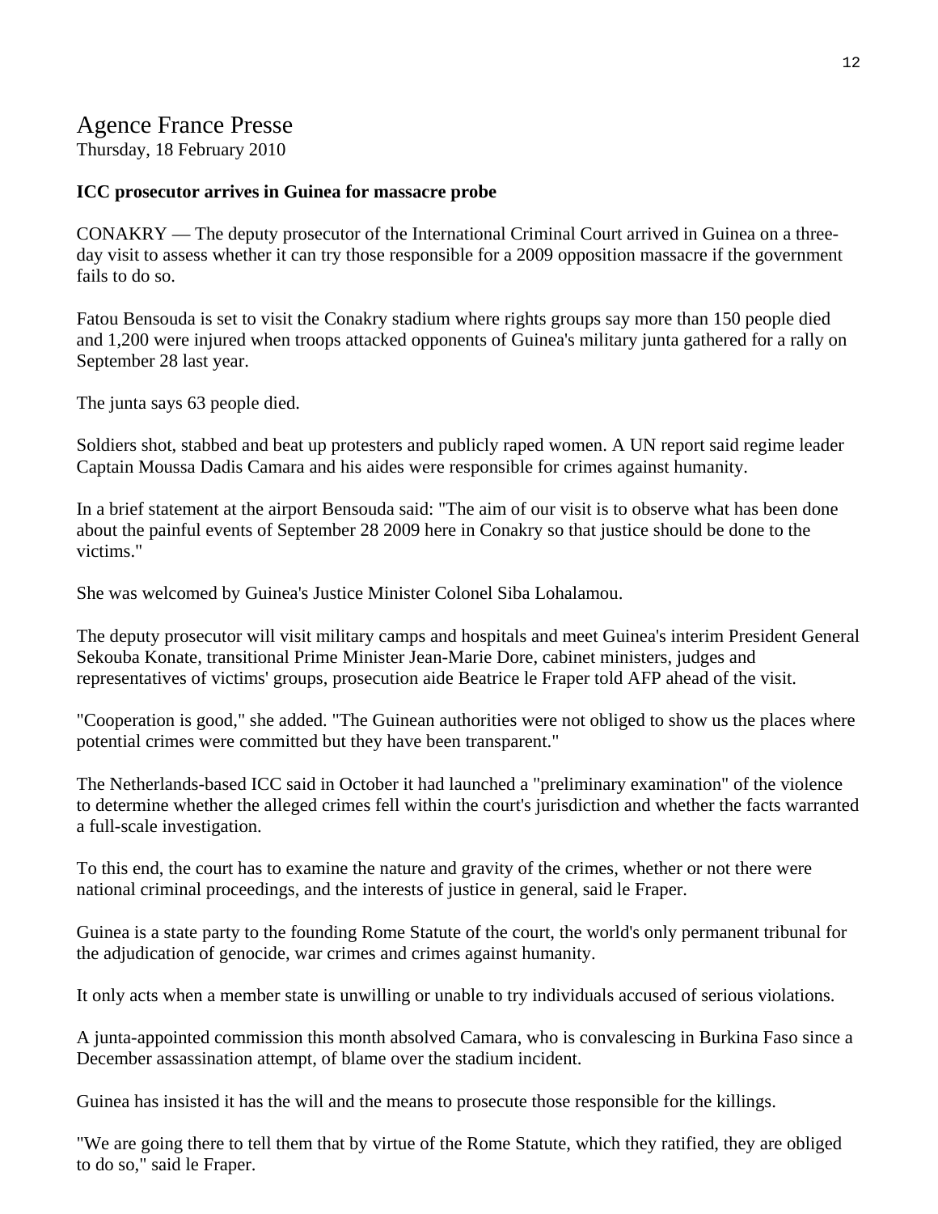# Agence France Presse

Thursday, 18 February 2010

**ICC prosecutor arrives in Guinea for massacre probe**

CONAKRY — The deputy prosecutor of the International Criminal Court arrived in Guinea on a three-day visit to assess whether it can try those responsible for a 2009 opposition massacre if the government fails to do so.

Fatou Bensouda is set to visit the Conakry stadium where rights groups say more than 150 people died and 1,200 were injured when troops attacked opponents of Guinea's military junta gathered for a rally on September 28 last year.

The junta says 63 people died.

Soldiers shot, stabbed and beat up protesters and publicly raped women. A UN report said regime leader Captain Moussa Dadis Camara and his aides were responsible for crimes against humanity.

In a brief statement at the airport Bensouda said: "The aim of our visit is to observe what has been done about the painful events of September 28 2009 here in Conakry so that justice should be done to the victims."

She was welcomed by Guinea's Justice Minister Colonel Siba Lohalamou.

The deputy prosecutor will visit military camps and hospitals and meet Guinea's interim President General Sekouba Konate, transitional Prime Minister Jean-Marie Dore, cabinet ministers, judges and representatives of victims' groups, prosecution aide Beatrice le Fraper told AFP ahead of the visit.

"Cooperation is good," she added. "The Guinean authorities were not obliged to show us the places where potential crimes were committed but they have been transparent."

The Netherlands-based ICC said in October it had launched a "preliminary examination" of the violence to determine whether the alleged crimes fell within the court's jurisdiction and whether the facts warranted a full-scale investigation.

To this end, the court has to examine the nature and gravity of the crimes, whether or not there were national criminal proceedings, and the interests of justice in general, said le Fraper.

Guinea is a state party to the founding Rome Statute of the court, the world's only permanent tribunal for the adjudication of genocide, war crimes and crimes against humanity.

It only acts when a member state is unwilling or unable to try individuals accused of serious violations.

A junta-appointed commission this month absolved Camara, who is convalescing in Burkina Faso since a December assassination attempt, of blame over the stadium incident.

Guinea has insisted it has the will and the means to prosecute those responsible for the killings.

"We are going there to tell them that by virtue of the Rome Statute, which they ratified, they are obliged to do so," said le Fraper.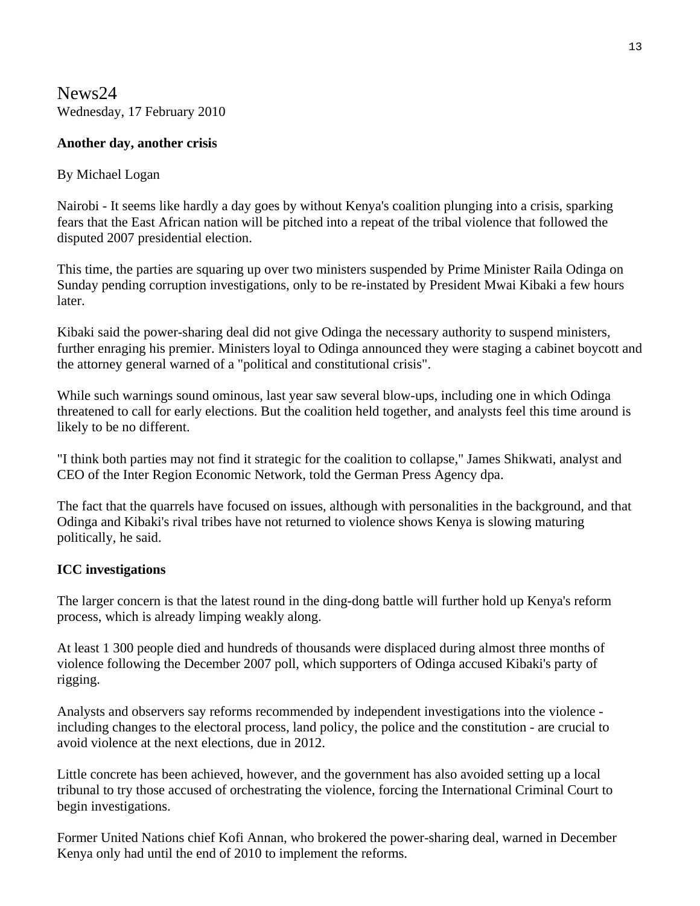News24
Wednesday, 17 February 2010

**Another day, another crisis**

By Michael Logan

Nairobi - It seems like hardly a day goes by without Kenya's coalition plunging into a crisis, sparking fears that the East African nation will be pitched into a repeat of the tribal violence that followed the disputed 2007 presidential election.

This time, the parties are squaring up over two ministers suspended by Prime Minister Raila Odinga on Sunday pending corruption investigations, only to be re-instated by President Mwai Kibaki a few hours later.

Kibaki said the power-sharing deal did not give Odinga the necessary authority to suspend ministers, further enraging his premier. Ministers loyal to Odinga announced they were staging a cabinet boycott and the attorney general warned of a "political and constitutional crisis".

While such warnings sound ominous, last year saw several blow-ups, including one in which Odinga threatened to call for early elections. But the coalition held together, and analysts feel this time around is likely to be no different.

"I think both parties may not find it strategic for the coalition to collapse," James Shikwati, analyst and CEO of the Inter Region Economic Network, told the German Press Agency dpa.

The fact that the quarrels have focused on issues, although with personalities in the background, and that Odinga and Kibaki's rival tribes have not returned to violence shows Kenya is slowing maturing politically, he said.

**ICC investigations**

The larger concern is that the latest round in the ding-dong battle will further hold up Kenya's reform process, which is already limping weakly along.

At least 1 300 people died and hundreds of thousands were displaced during almost three months of violence following the December 2007 poll, which supporters of Odinga accused Kibaki's party of rigging.

Analysts and observers say reforms recommended by independent investigations into the violence - including changes to the electoral process, land policy, the police and the constitution - are crucial to avoid violence at the next elections, due in 2012.

Little concrete has been achieved, however, and the government has also avoided setting up a local tribunal to try those accused of orchestrating the violence, forcing the International Criminal Court to begin investigations.

Former United Nations chief Kofi Annan, who brokered the power-sharing deal, warned in December Kenya only had until the end of 2010 to implement the reforms.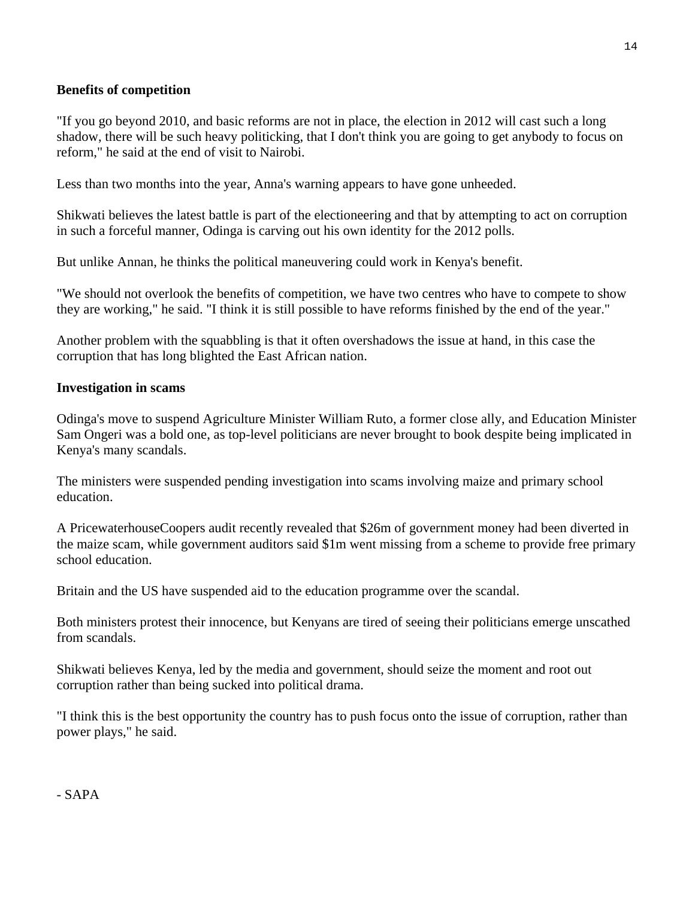**Benefits of competition**

"If you go beyond 2010, and basic reforms are not in place, the election in 2012 will cast such a long shadow, there will be such heavy politicking, that I don't think you are going to get anybody to focus on reform," he said at the end of visit to Nairobi.

Less than two months into the year, Anna's warning appears to have gone unheeded.

Shikwati believes the latest battle is part of the electioneering and that by attempting to act on corruption in such a forceful manner, Odinga is carving out his own identity for the 2012 polls.

But unlike Annan, he thinks the political maneuvering could work in Kenya's benefit.

"We should not overlook the benefits of competition, we have two centres who have to compete to show they are working," he said. "I think it is still possible to have reforms finished by the end of the year."

Another problem with the squabbling is that it often overshadows the issue at hand, in this case the corruption that has long blighted the East African nation.

**Investigation in scams**

Odinga's move to suspend Agriculture Minister William Ruto, a former close ally, and Education Minister Sam Ongeri was a bold one, as top-level politicians are never brought to book despite being implicated in Kenya's many scandals.

The ministers were suspended pending investigation into scams involving maize and primary school education.

A PricewaterhouseCoopers audit recently revealed that $26m of government money had been diverted in the maize scam, while government auditors said $1m went missing from a scheme to provide free primary school education.

Britain and the US have suspended aid to the education programme over the scandal.

Both ministers protest their innocence, but Kenyans are tired of seeing their politicians emerge unscathed from scandals.

Shikwati believes Kenya, led by the media and government, should seize the moment and root out corruption rather than being sucked into political drama.

"I think this is the best opportunity the country has to push focus onto the issue of corruption, rather than power plays," he said.

- SAPA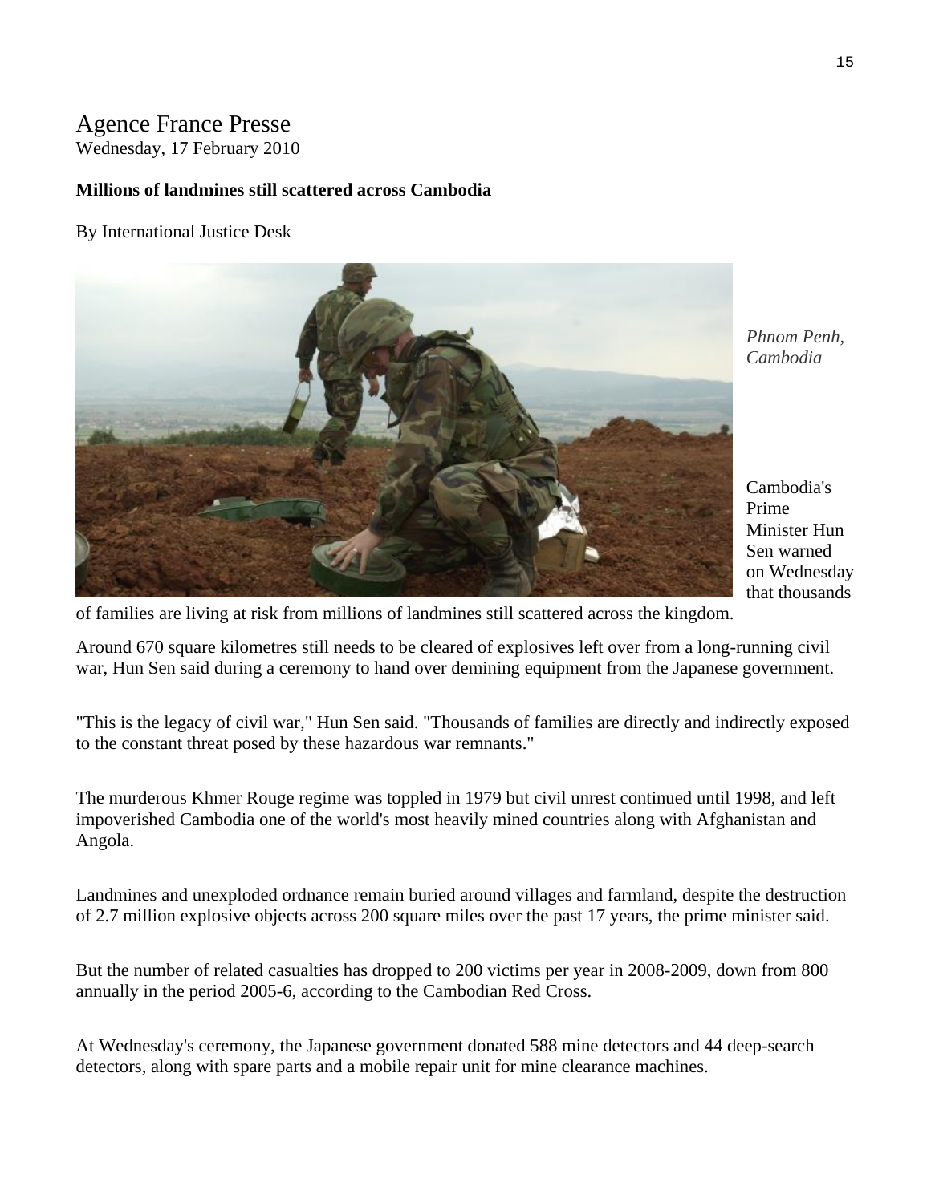Agence France Presse
Wednesday, 17 February 2010

**Millions of landmines still scattered across Cambodia**

By International Justice Desk

*Phnom Penh, Cambodia*

Cambodia's Prime Minister Hun Sen warned on Wednesday that thousands of families are living at risk from millions of landmines still scattered across the kingdom.

Around 670 square kilometres still needs to be cleared of explosives left over from a long-running civil war, Hun Sen said during a ceremony to hand over demining equipment from the Japanese government.

"This is the legacy of civil war," Hun Sen said. "Thousands of families are directly and indirectly exposed to the constant threat posed by these hazardous war remnants."

The murderous Khmer Rouge regime was toppled in 1979 but civil unrest continued until 1998, and left impoverished Cambodia one of the world's most heavily mined countries along with Afghanistan and Angola.

Landmines and unexploded ordnance remain buried around villages and farmland, despite the destruction of 2.7 million explosive objects across 200 square miles over the past 17 years, the prime minister said.

But the number of related casualties has dropped to 200 victims per year in 2008-2009, down from 800 annually in the period 2005-6, according to the Cambodian Red Cross.

At Wednesday's ceremony, the Japanese government donated 588 mine detectors and 44 deep-search detectors, along with spare parts and a mobile repair unit for mine clearance machines.